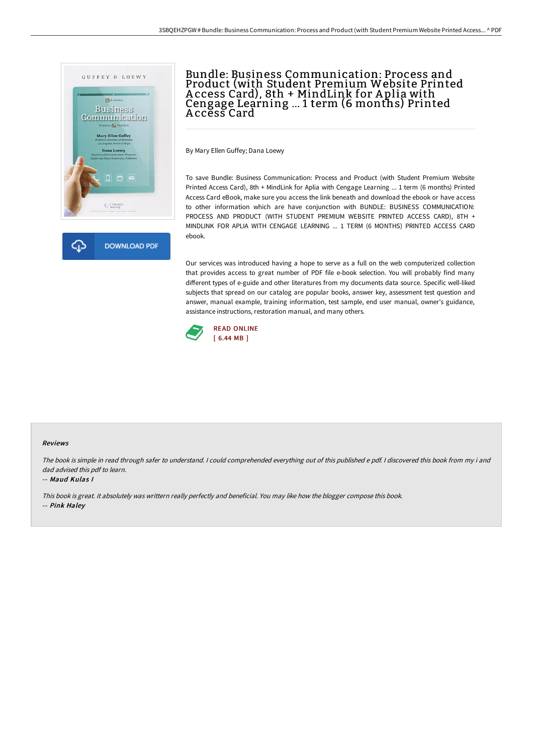# Bundle: Business Communication: Process and Product (with Student Premium Website Printed Access Card), 8th + MindLink for Aplia with Cengage Learning ... 1 term (6 months) Printed Access Card

By Mary Ellen Guffey; Dana Loewy

To save Bundle: Business Communication: Process and Product (with Student Premium Website Printed Access Card), 8th + MindLink for Aplia with Cengage Learning ... 1 term (6 months) Printed Access Card eBook, make sure you access the link beneath and download the ebook or have access to other information which are have conjunction with BUNDLE: BUSINESS COMMUNICATION: PROCESS AND PRODUCT (WITH STUDENT PREMIUM WEBSITE PRINTED ACCESS CARD), 8TH + MINDLINK FOR APLIA WITH CENGAGE LEARNING ... 1 TERM (6 MONTHS) PRINTED ACCESS CARD ebook.

Our services was introduced having a hope to serve as a full on the web computerized collection that provides access to great number of PDF file e-book selection. You will probably find many different types of e-guide and other literatures from my documents data source. Specific well-liked subjects that spread on our catalog are popular books, answer key, assessment test question and answer, manual example, training information, test sample, end user manual, owner's guidance, assistance instructions, restoration manual, and many others.

READ ONLINE
[ 6.44 MB ]

DOWNLOAD PDF

### Reviews

*The book is simple in read through safer to understand. I could comprehended everything out of this published e pdf. I discovered this book from my i and dad advised this pdf to learn.*

-- ***Maud Kulas I***

*This book is great. it absolutely was writtern really perfectly and beneficial. You may like how the blogger compose this book.*

-- ***Pink Haley***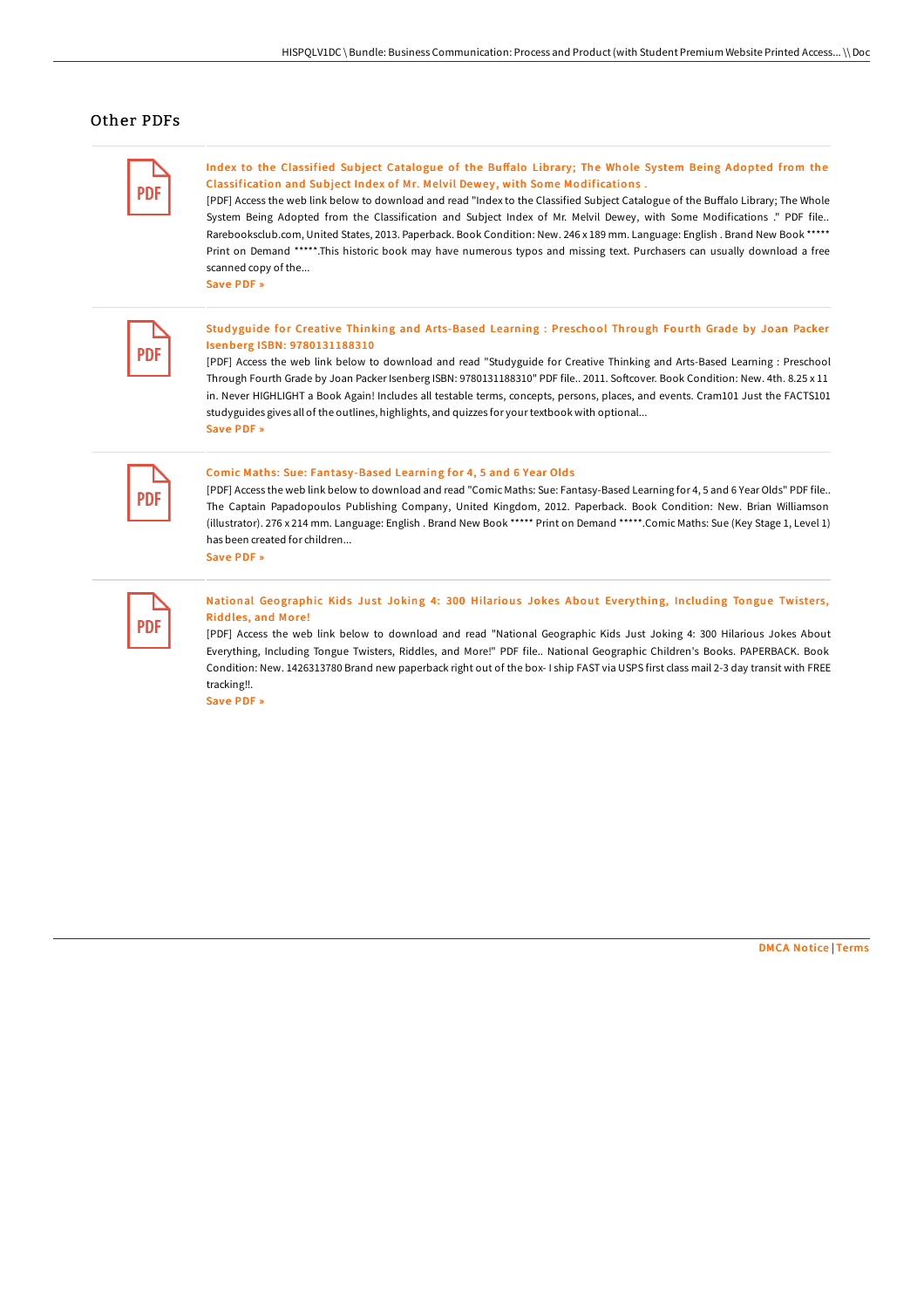## Other PDFs

### Index to the Classified Subject Catalogue of the Buffalo Library; The Whole System Being Adopted from the Classification and Subject Index of Mr. Melvil Dewey, with Some Modifications .

[PDF] Access the web link below to download and read "Index to the Classified Subject Catalogue of the Buffalo Library; The Whole System Being Adopted from the Classification and Subject Index of Mr. Melvil Dewey, with Some Modifications ." PDF file.. Rarebooksclub.com, United States, 2013. Paperback. Book Condition: New. 246 x 189 mm. Language: English . Brand New Book ***** Print on Demand *****.This historic book may have numerous typos and missing text. Purchasers can usually download a free scanned copy of the...

Save PDF »

### Studyguide for Creative Thinking and Arts-Based Learning : Preschool Through Fourth Grade by Joan Packer Isenberg ISBN: 9780131188310

[PDF] Access the web link below to download and read "Studyguide for Creative Thinking and Arts-Based Learning : Preschool Through Fourth Grade by Joan Packer Isenberg ISBN: 9780131188310" PDF file.. 2011. Softcover. Book Condition: New. 4th. 8.25 x 11 in. Never HIGHLIGHT a Book Again! Includes all testable terms, concepts, persons, places, and events. Cram101 Just the FACTS101 studyguides gives all of the outlines, highlights, and quizzes for your textbook with optional...

Save PDF »

### Comic Maths: Sue: Fantasy-Based Learning for 4, 5 and 6 Year Olds

[PDF] Access the web link below to download and read "Comic Maths: Sue: Fantasy-Based Learning for 4, 5 and 6 Year Olds" PDF file.. The Captain Papadopoulos Publishing Company, United Kingdom, 2012. Paperback. Book Condition: New. Brian Williamson (illustrator). 276 x 214 mm. Language: English . Brand New Book ***** Print on Demand *****.Comic Maths: Sue (Key Stage 1, Level 1) has been created for children...

Save PDF »

### National Geographic Kids Just Joking 4: 300 Hilarious Jokes About Everything, Including Tongue Twisters, Riddles, and More!

[PDF] Access the web link below to download and read "National Geographic Kids Just Joking 4: 300 Hilarious Jokes About Everything, Including Tongue Twisters, Riddles, and More!" PDF file.. National Geographic Children's Books. PAPERBACK. Book Condition: New. 1426313780 Brand new paperback right out of the box- I ship FAST via USPS first class mail 2-3 day transit with FREE tracking!!.

Save PDF »